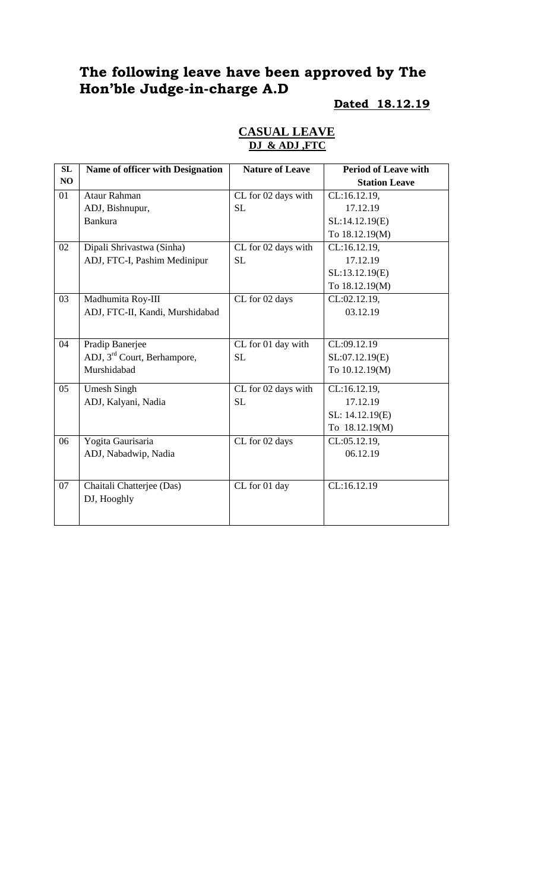# The following leave have been approved by The Hon'ble Judge-in-charge A.D

**Dated 18.12.19**

## CASUAL LEAVE
### DJ & ADJ ,FTC

| SL NO | Name of officer with Designation | Nature of Leave | Period of Leave with Station Leave |
|---|---|---|---|
| 01 | Ataur Rahman<br>ADJ, Bishnupur,<br>Bankura | CL for 02 days with SL | CL:16.12.19,<br>17.12.19<br>SL:14.12.19(E)<br>To 18.12.19(M) |
| 02 | Dipali Shrivastwa (Sinha)<br>ADJ, FTC-I, Pashim Medinipur | CL for 02 days with SL | CL:16.12.19,<br>17.12.19<br>SL:13.12.19(E)<br>To 18.12.19(M) |
| 03 | Madhumita Roy-III<br>ADJ, FTC-II, Kandi, Murshidabad | CL for 02 days | CL:02.12.19,<br>03.12.19 |
| 04 | Pradip Banerjee<br>ADJ, 3rd Court, Berhampore,<br>Murshidabad | CL for 01 day with SL | CL:09.12.19<br>SL:07.12.19(E)<br>To 10.12.19(M) |
| 05 | Umesh Singh<br>ADJ, Kalyani, Nadia | CL for 02 days with SL | CL:16.12.19,<br>17.12.19<br>SL: 14.12.19(E)<br>To 18.12.19(M) |
| 06 | Yogita Gaurisaria<br>ADJ, Nabadwip, Nadia | CL for 02 days | CL:05.12.19,<br>06.12.19 |
| 07 | Chaitali Chatterjee (Das)<br>DJ, Hooghly | CL for 01 day | CL:16.12.19 |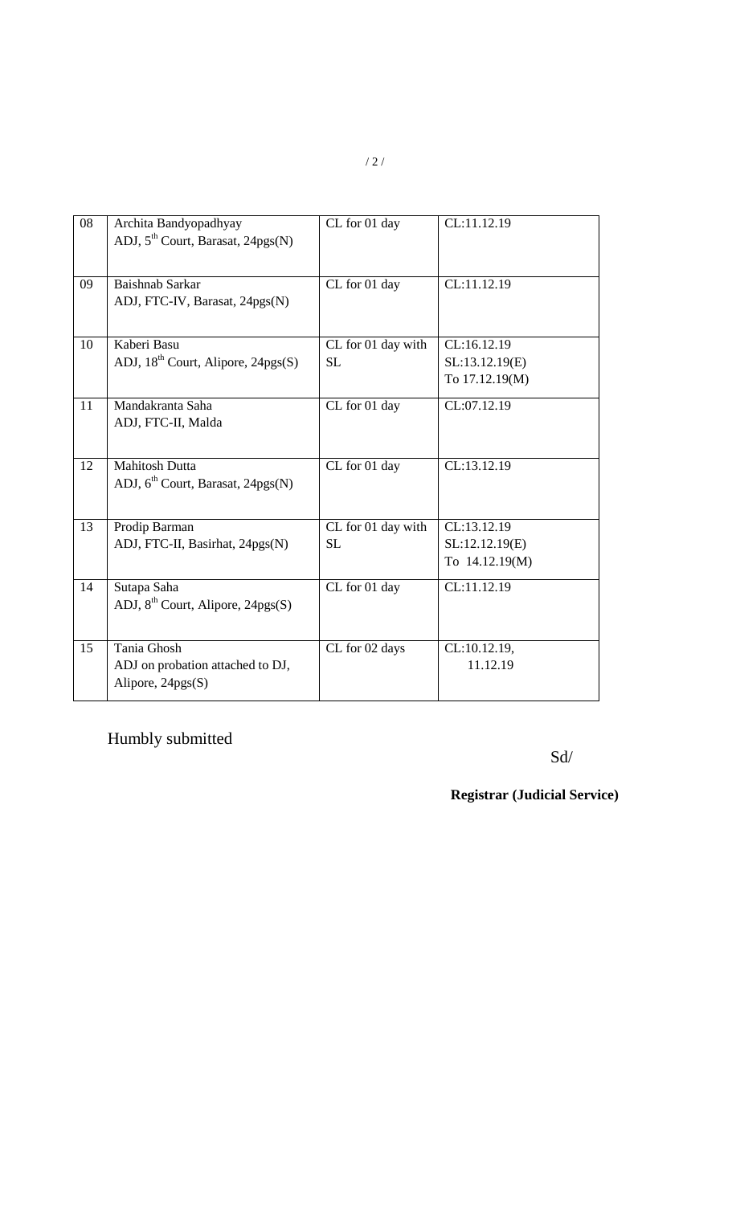| 08 | Archita Bandyopadhyay<br>ADJ, 5th Court, Barasat, 24pgs(N) | CL for 01 day | CL:11.12.19 |
|---|---|---|---|
| 09 | Baishnab Sarkar<br>ADJ, FTC-IV, Barasat, 24pgs(N) | CL for 01 day | CL:11.12.19 |
| 10 | Kaberi Basu<br>ADJ, 18th Court, Alipore, 24pgs(S) | CL for 01 day with SL | CL:16.12.19<br>SL:13.12.19(E)<br>To 17.12.19(M) |
| 11 | Mandakranta Saha<br>ADJ, FTC-II, Malda | CL for 01 day | CL:07.12.19 |
| 12 | Mahitosh Dutta<br>ADJ, 6th Court, Barasat, 24pgs(N) | CL for 01 day | CL:13.12.19 |
| 13 | Prodip Barman<br>ADJ, FTC-II, Basirhat, 24pgs(N) | CL for 01 day with SL | CL:13.12.19<br>SL:12.12.19(E)<br>To 14.12.19(M) |
| 14 | Sutapa Saha<br>ADJ, 8th Court, Alipore, 24pgs(S) | CL for 01 day | CL:11.12.19 |
| 15 | Tania Ghosh<br>ADJ on probation attached to DJ, Alipore, 24pgs(S) | CL for 02 days | CL:10.12.19,<br>11.12.19 |

Humbly submitted

Sd/

**Registrar (Judicial Service)**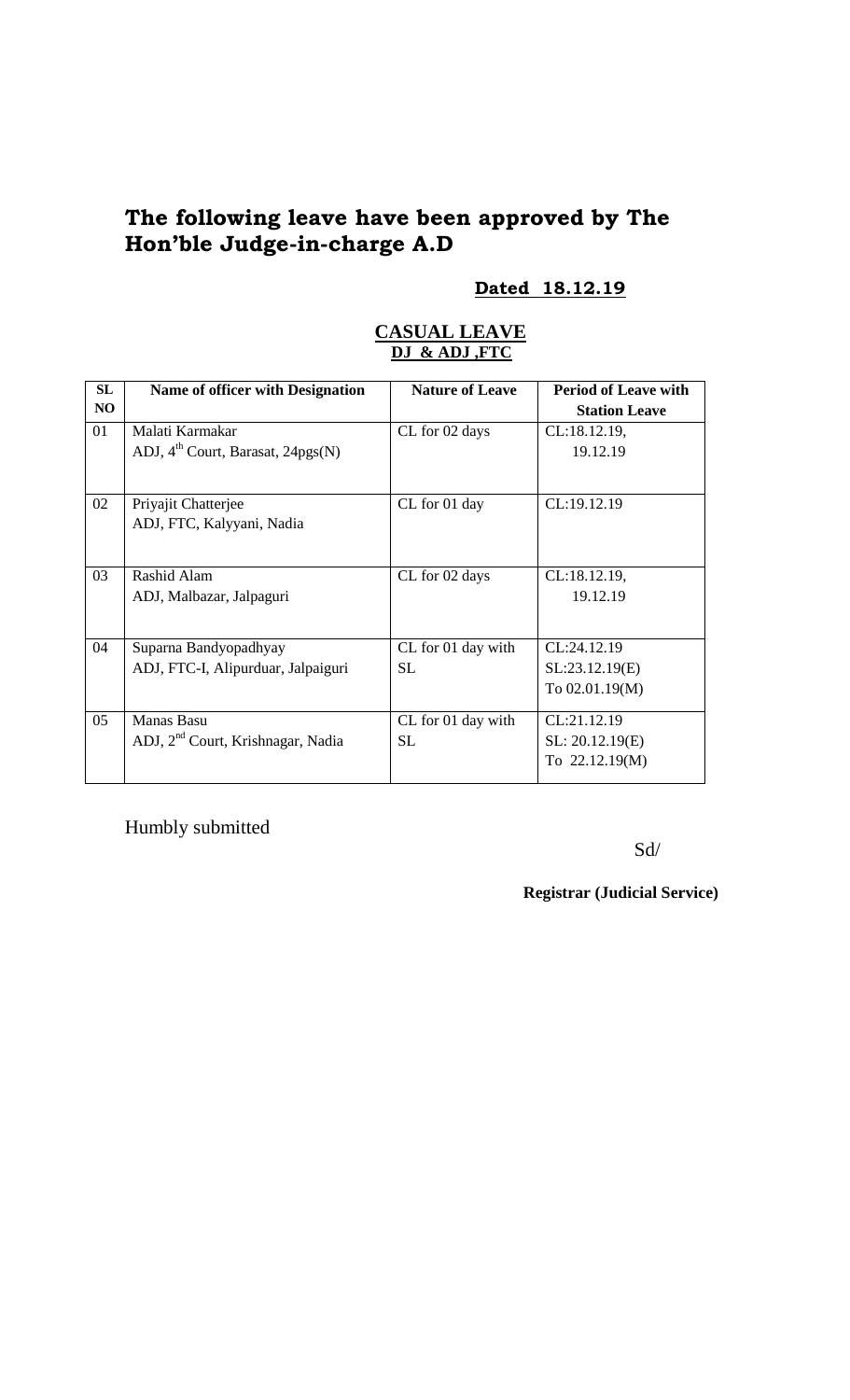## **The following leave have been approved by The Hon'ble Judge-in-charge A.D**

**Dated 18.12.19**

**CASUAL LEAVE**
**DJ & ADJ ,FTC**

| SL NO | Name of officer with Designation | Nature of Leave | Period of Leave with Station Leave |
|---|---|---|---|
| 01 | Malati Karmakar<br>ADJ, 4th Court, Barasat, 24pgs(N) | CL for 02 days | CL:18.12.19,<br>19.12.19 |
| 02 | Priyajit Chatterjee<br>ADJ, FTC, Kalyyani, Nadia | CL for 01 day | CL:19.12.19 |
| 03 | Rashid Alam<br>ADJ, Malbazar, Jalpaguri | CL for 02 days | CL:18.12.19,<br>19.12.19 |
| 04 | Suparna Bandyopadhyay<br>ADJ, FTC-I, Alipurduar, Jalpaiguri | CL for 01 day with SL | CL:24.12.19<br>SL:23.12.19(E)<br>To 02.01.19(M) |
| 05 | Manas Basu<br>ADJ, 2nd Court, Krishnagar, Nadia | CL for 01 day with SL | CL:21.12.19<br>SL: 20.12.19(E)<br>To 22.12.19(M) |

Humbly submitted

Sd/

**Registrar (Judicial Service)**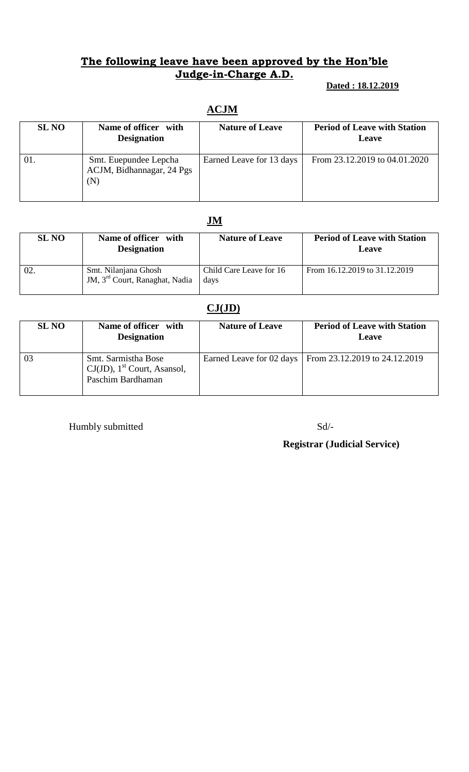## The following leave have been approved by the Hon'ble Judge-in-Charge A.D.

**Dated : 18.12.2019**

### ACJM

| SL NO | Name of officer with Designation | Nature of Leave | Period of Leave with Station Leave |
|---|---|---|---|
| 01. | Smt. Euepundee Lepcha ACJM, Bidhannagar, 24 Pgs (N) | Earned Leave for 13 days | From 23.12.2019 to 04.01.2020 |

### JM

| SL NO | Name of officer with Designation | Nature of Leave | Period of Leave with Station Leave |
|---|---|---|---|
| 02. | Smt. Nilanjana Ghosh JM, 3rd Court, Ranaghat, Nadia | Child Care Leave for 16 days | From 16.12.2019 to 31.12.2019 |

### CJ(JD)

| SL NO | Name of officer with Designation | Nature of Leave | Period of Leave with Station Leave |
|---|---|---|---|
| 03 | Smt. Sarmistha Bose CJ(JD), 1st Court, Asansol, Paschim Bardhaman | Earned Leave for 02 days | From 23.12.2019 to 24.12.2019 |

Humbly submitted

Sd/-

**Registrar (Judicial Service)**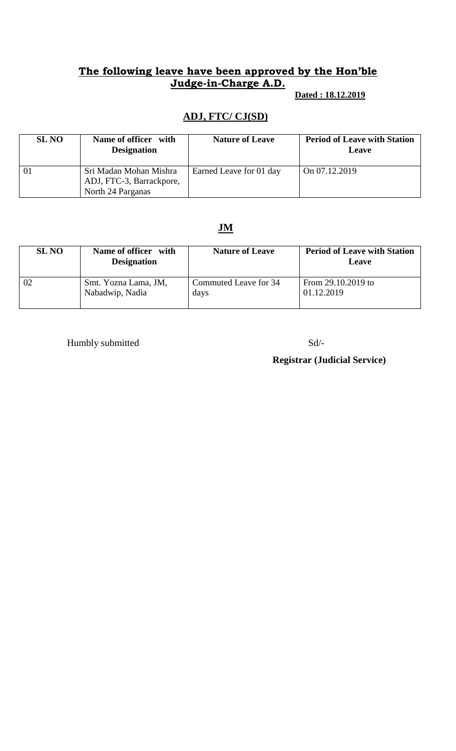# The following leave have been approved by the Hon'ble Judge-in-Charge A.D.

**Dated : 18.12.2019**

## ADJ, FTC/ CJ(SD)

| SL NO | Name of officer with Designation | Nature of Leave | Period of Leave with Station Leave |
|---|---|---|---|
| 01 | Sri Madan Mohan Mishra ADJ, FTC-3, Barrackpore, North 24 Parganas | Earned Leave for 01 day | On 07.12.2019 |

## JM

| SL NO | Name of officer with Designation | Nature of Leave | Period of Leave with Station Leave |
|---|---|---|---|
| 02 | Smt. Yozna Lama, JM, Nabadwip, Nadia | Commuted Leave for 34 days | From 29.10.2019 to 01.12.2019 |

Humbly submitted

Sd/-

**Registrar (Judicial Service)**